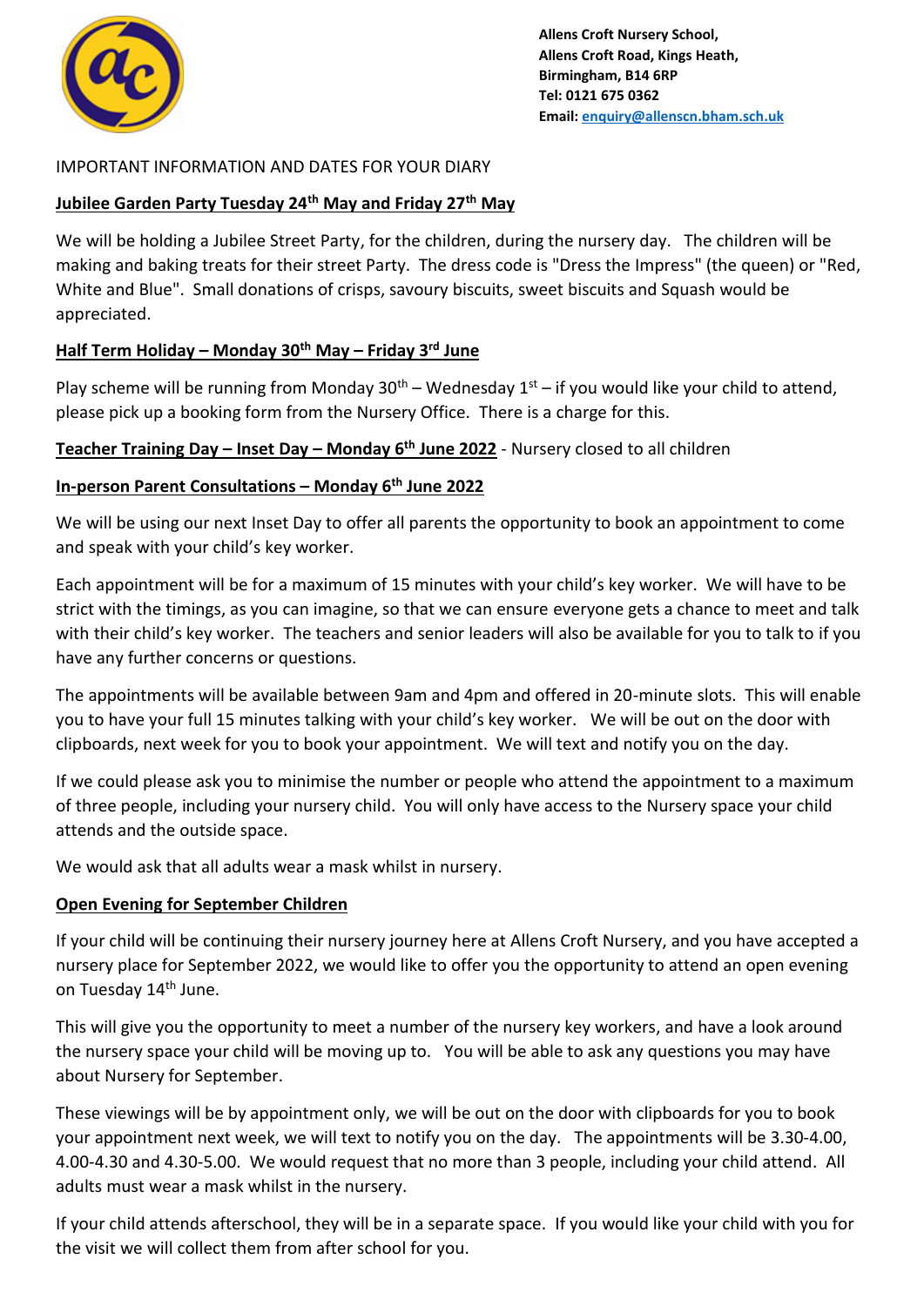**Allens Croft Nursery School,**
**Allens Croft Road, Kings Heath,**
**Birmingham, B14 6RP**
**Tel: 0121 675 0362**
**Email: enquiry@allenscn.bham.sch.uk**

IMPORTANT INFORMATION AND DATES FOR YOUR DIARY

**Jubilee Garden Party Tuesday 24th May and Friday 27th May**

We will be holding a Jubilee Street Party, for the children, during the nursery day. The children will be making and baking treats for their street Party. The dress code is "Dress the Impress" (the queen) or "Red, White and Blue". Small donations of crisps, savoury biscuits, sweet biscuits and Squash would be appreciated.

**Half Term Holiday – Monday 30th May – Friday 3rd June**

Play scheme will be running from Monday 30th – Wednesday 1st – if you would like your child to attend, please pick up a booking form from the Nursery Office. There is a charge for this.

**Teacher Training Day – Inset Day – Monday 6th June 2022** - Nursery closed to all children

**In-person Parent Consultations – Monday 6th June 2022**

We will be using our next Inset Day to offer all parents the opportunity to book an appointment to come and speak with your child's key worker.

Each appointment will be for a maximum of 15 minutes with your child's key worker. We will have to be strict with the timings, as you can imagine, so that we can ensure everyone gets a chance to meet and talk with their child's key worker. The teachers and senior leaders will also be available for you to talk to if you have any further concerns or questions.

The appointments will be available between 9am and 4pm and offered in 20-minute slots. This will enable you to have your full 15 minutes talking with your child's key worker. We will be out on the door with clipboards, next week for you to book your appointment. We will text and notify you on the day.

If we could please ask you to minimise the number or people who attend the appointment to a maximum of three people, including your nursery child. You will only have access to the Nursery space your child attends and the outside space.

We would ask that all adults wear a mask whilst in nursery.

**Open Evening for September Children**

If your child will be continuing their nursery journey here at Allens Croft Nursery, and you have accepted a nursery place for September 2022, we would like to offer you the opportunity to attend an open evening on Tuesday 14th June.

This will give you the opportunity to meet a number of the nursery key workers, and have a look around the nursery space your child will be moving up to. You will be able to ask any questions you may have about Nursery for September.

These viewings will be by appointment only, we will be out on the door with clipboards for you to book your appointment next week, we will text to notify you on the day. The appointments will be 3.30-4.00, 4.00-4.30 and 4.30-5.00. We would request that no more than 3 people, including your child attend. All adults must wear a mask whilst in the nursery.

If your child attends afterschool, they will be in a separate space. If you would like your child with you for the visit we will collect them from after school for you.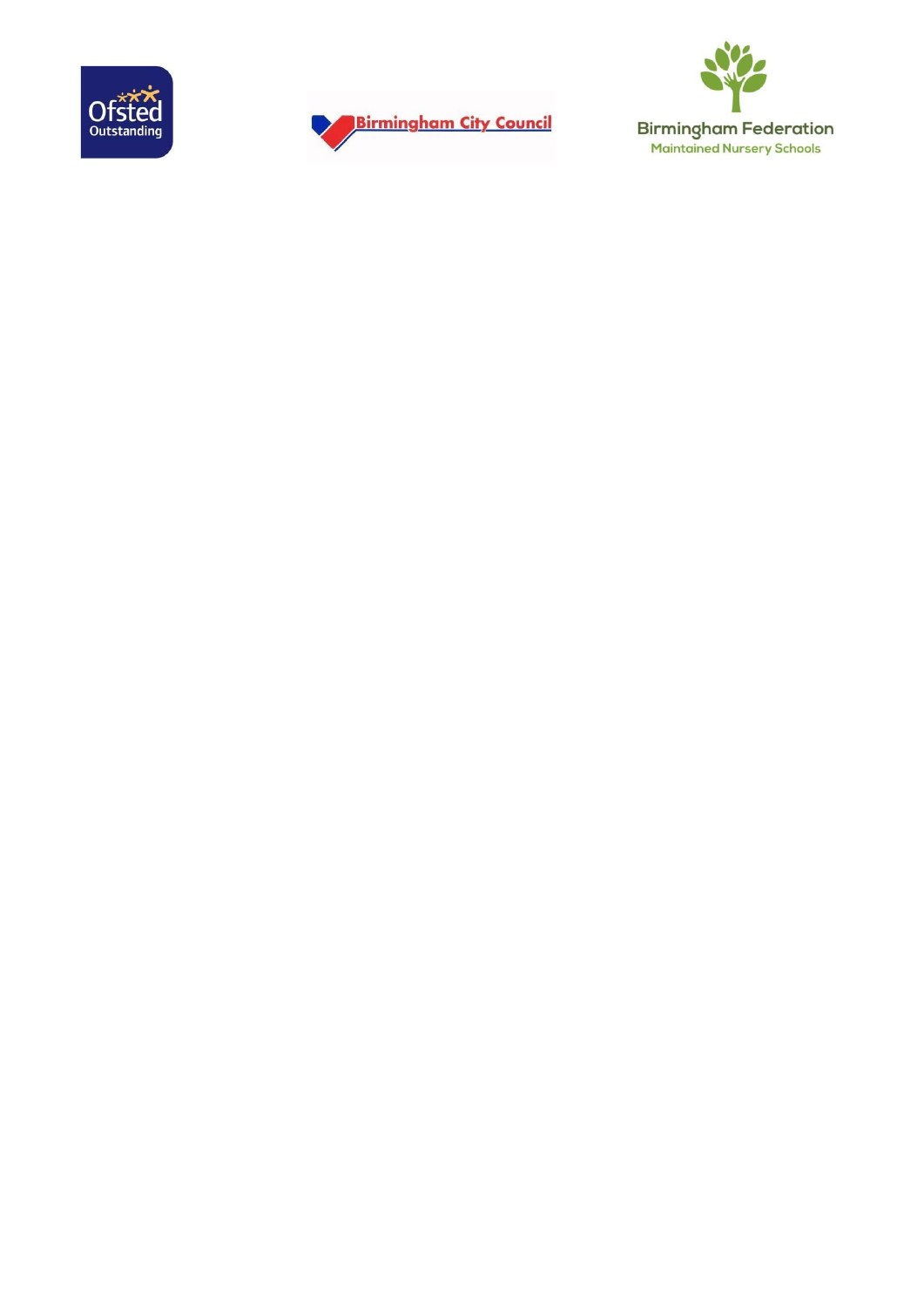Ofsted Outstanding

Birmingham City Council

Birmingham Federation
Maintained Nursery Schools